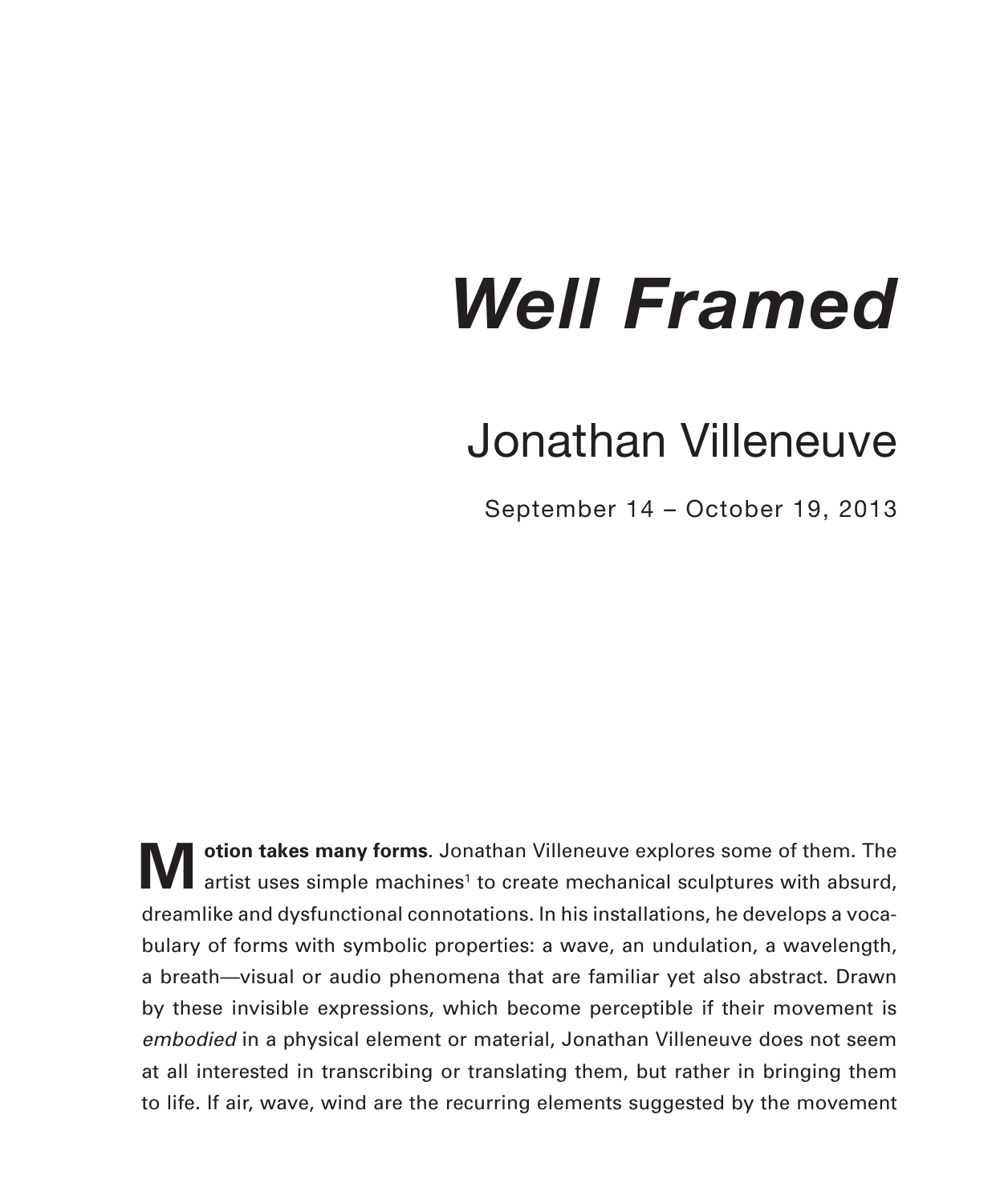# *Well Framed*

## Jonathan Villeneuve

September 14 – October 19, 2013

**Motion takes many forms**. Jonathan Villeneuve explores some of them. The artist uses simple machines[1] to create mechanical sculptures with absurd, dreamlike and dysfunctional connotations. In his installations, he develops a vocabulary of forms with symbolic properties: a wave, an undulation, a wavelength, a breath—visual or audio phenomena that are familiar yet also abstract. Drawn by these invisible expressions, which become perceptible if their movement is *embodied* in a physical element or material, Jonathan Villeneuve does not seem at all interested in transcribing or translating them, but rather in bringing them to life. If air, wave, wind are the recurring elements suggested by the movement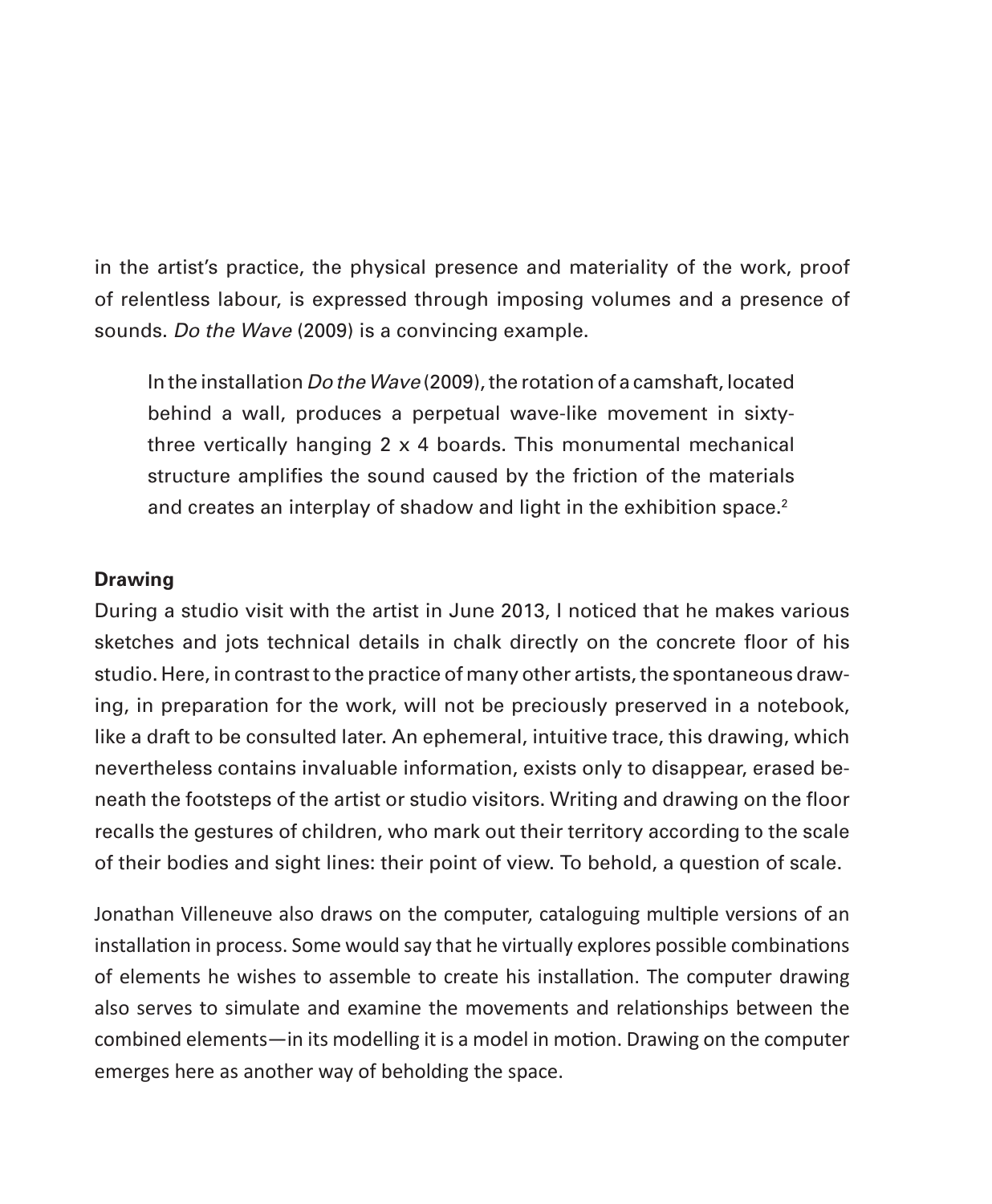in the artist's practice, the physical presence and materiality of the work, proof of relentless labour, is expressed through imposing volumes and a presence of sounds. *Do the Wave* (2009) is a convincing example.

> In the installation *Do the Wave* (2009), the rotation of a camshaft, located behind a wall, produces a perpetual wave-like movement in sixty-three vertically hanging 2 x 4 boards. This monumental mechanical structure amplifies the sound caused by the friction of the materials and creates an interplay of shadow and light in the exhibition space.[2]

**Drawing**

During a studio visit with the artist in June 2013, I noticed that he makes various sketches and jots technical details in chalk directly on the concrete floor of his studio. Here, in contrast to the practice of many other artists, the spontaneous drawing, in preparation for the work, will not be preciously preserved in a notebook, like a draft to be consulted later. An ephemeral, intuitive trace, this drawing, which nevertheless contains invaluable information, exists only to disappear, erased beneath the footsteps of the artist or studio visitors. Writing and drawing on the floor recalls the gestures of children, who mark out their territory according to the scale of their bodies and sight lines: their point of view. To behold, a question of scale.

Jonathan Villeneuve also draws on the computer, cataloguing multiple versions of an installation in process. Some would say that he virtually explores possible combinations of elements he wishes to assemble to create his installation. The computer drawing also serves to simulate and examine the movements and relationships between the combined elements—in its modelling it is a model in motion. Drawing on the computer emerges here as another way of beholding the space.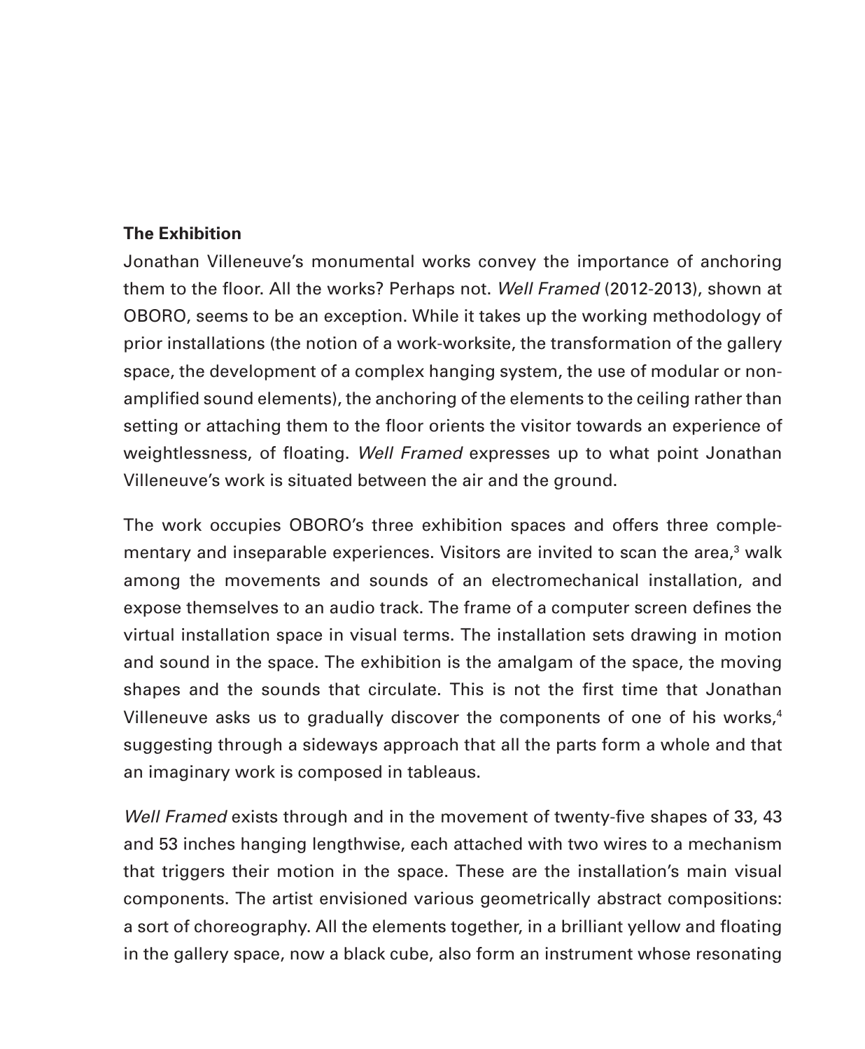**The Exhibition**

Jonathan Villeneuve's monumental works convey the importance of anchoring them to the floor. All the works? Perhaps not. *Well Framed* (2012-2013), shown at OBORO, seems to be an exception. While it takes up the working methodology of prior installations (the notion of a work-worksite, the transformation of the gallery space, the development of a complex hanging system, the use of modular or non-amplified sound elements), the anchoring of the elements to the ceiling rather than setting or attaching them to the floor orients the visitor towards an experience of weightlessness, of floating. *Well Framed* expresses up to what point Jonathan Villeneuve's work is situated between the air and the ground.

The work occupies OBORO's three exhibition spaces and offers three complementary and inseparable experiences. Visitors are invited to scan the area,[3] walk among the movements and sounds of an electromechanical installation, and expose themselves to an audio track. The frame of a computer screen defines the virtual installation space in visual terms. The installation sets drawing in motion and sound in the space. The exhibition is the amalgam of the space, the moving shapes and the sounds that circulate. This is not the first time that Jonathan Villeneuve asks us to gradually discover the components of one of his works,[4] suggesting through a sideways approach that all the parts form a whole and that an imaginary work is composed in tableaus.

*Well Framed* exists through and in the movement of twenty-five shapes of 33, 43 and 53 inches hanging lengthwise, each attached with two wires to a mechanism that triggers their motion in the space. These are the installation's main visual components. The artist envisioned various geometrically abstract compositions: a sort of choreography. All the elements together, in a brilliant yellow and floating in the gallery space, now a black cube, also form an instrument whose resonating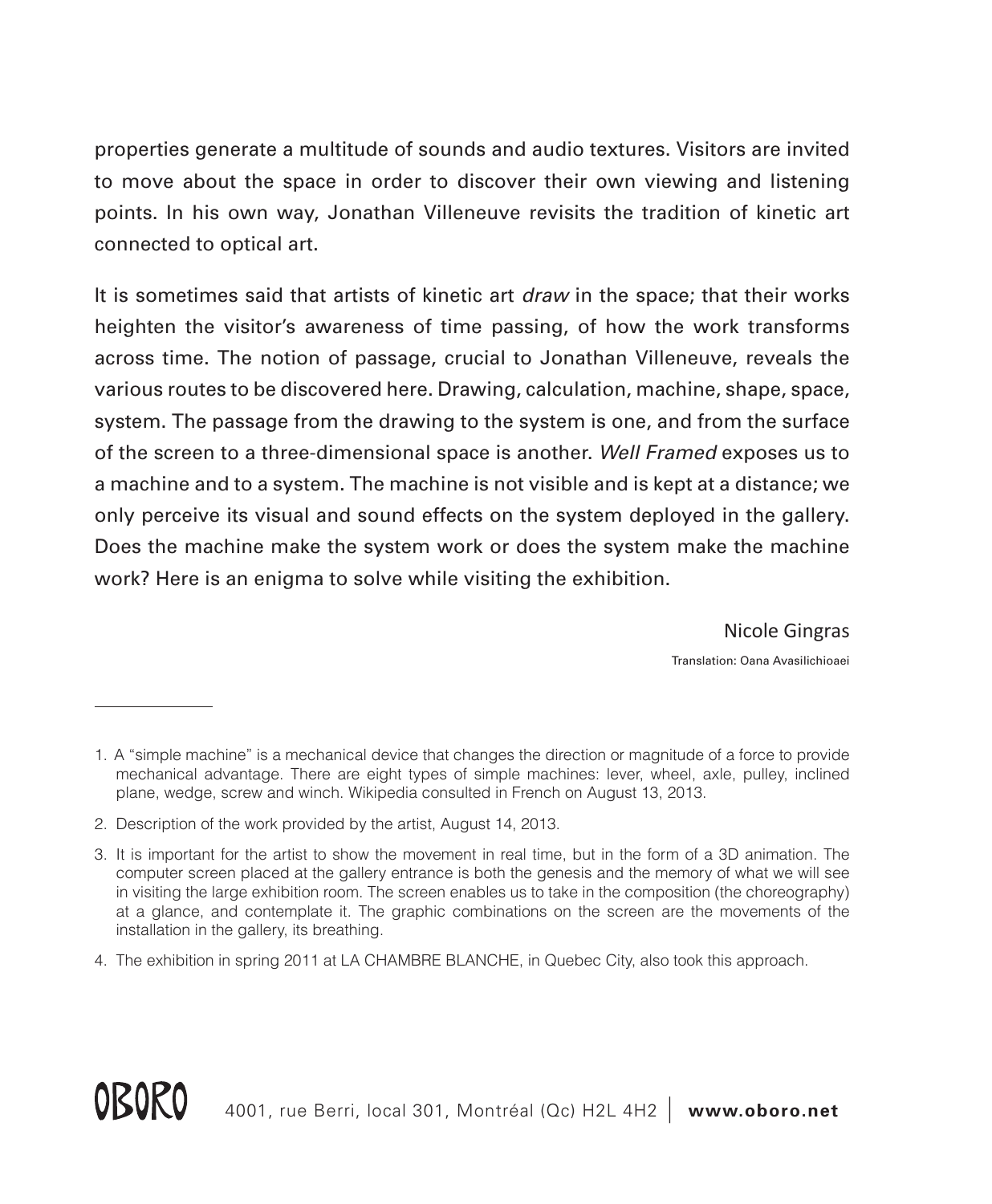properties generate a multitude of sounds and audio textures. Visitors are invited to move about the space in order to discover their own viewing and listening points. In his own way, Jonathan Villeneuve revisits the tradition of kinetic art connected to optical art.

It is sometimes said that artists of kinetic art *draw* in the space; that their works heighten the visitor's awareness of time passing, of how the work transforms across time. The notion of passage, crucial to Jonathan Villeneuve, reveals the various routes to be discovered here. Drawing, calculation, machine, shape, space, system. The passage from the drawing to the system is one, and from the surface of the screen to a three-dimensional space is another. *Well Framed* exposes us to a machine and to a system. The machine is not visible and is kept at a distance; we only perceive its visual and sound effects on the system deployed in the gallery. Does the machine make the system work or does the system make the machine work? Here is an enigma to solve while visiting the exhibition.

Nicole Gingras

Translation: Oana Avasilichioaei

---

1. A "simple machine" is a mechanical device that changes the direction or magnitude of a force to provide mechanical advantage. There are eight types of simple machines: lever, wheel, axle, pulley, inclined plane, wedge, screw and winch. Wikipedia consulted in French on August 13, 2013.
2. Description of the work provided by the artist, August 14, 2013.
3. It is important for the artist to show the movement in real time, but in the form of a 3D animation. The computer screen placed at the gallery entrance is both the genesis and the memory of what we will see in visiting the large exhibition room. The screen enables us to take in the composition (the choreography) at a glance, and contemplate it. The graphic combinations on the screen are the movements of the installation in the gallery, its breathing.
4. The exhibition in spring 2011 at LA CHAMBRE BLANCHE, in Quebec City, also took this approach.

OBORO 4001, rue Berri, local 301, Montréal (Qc) H2L 4H2 | **www.oboro.net**